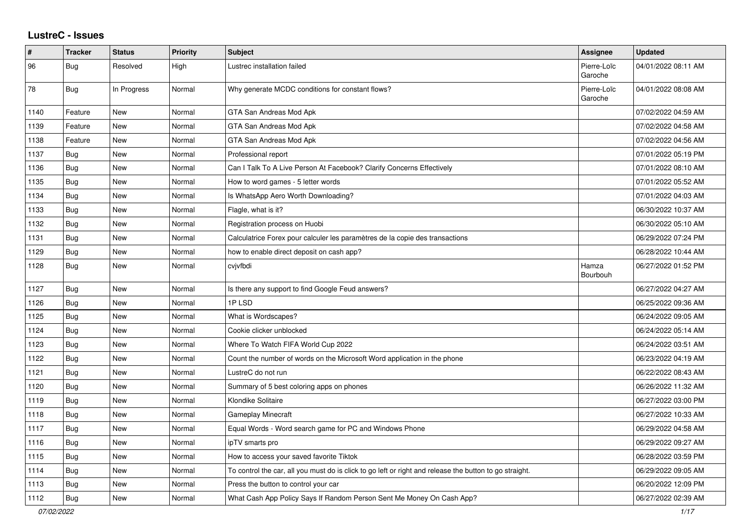# LustreC - Issues

| # | Tracker | Status | Priority | Subject | Assignee | Updated |
|---|---|---|---|---|---|---|
| 96 | Bug | Resolved | High | Lustrec installation failed | Pierre-Loïc Garoche | 04/01/2022 08:11 AM |
| 78 | Bug | In Progress | Normal | Why generate MCDC conditions for constant flows? | Pierre-Loïc Garoche | 04/01/2022 08:08 AM |
| 1140 | Feature | New | Normal | GTA San Andreas Mod Apk | | 07/02/2022 04:59 AM |
| 1139 | Feature | New | Normal | GTA San Andreas Mod Apk | | 07/02/2022 04:58 AM |
| 1138 | Feature | New | Normal | GTA San Andreas Mod Apk | | 07/02/2022 04:56 AM |
| 1137 | Bug | New | Normal | Professional report | | 07/01/2022 05:19 PM |
| 1136 | Bug | New | Normal | Can I Talk To A Live Person At Facebook? Clarify Concerns Effectively | | 07/01/2022 08:10 AM |
| 1135 | Bug | New | Normal | How to word games - 5 letter words | | 07/01/2022 05:52 AM |
| 1134 | Bug | New | Normal | Is WhatsApp Aero Worth Downloading? | | 07/01/2022 04:03 AM |
| 1133 | Bug | New | Normal | Flagle, what is it? | | 06/30/2022 10:37 AM |
| 1132 | Bug | New | Normal | Registration process on Huobi | | 06/30/2022 05:10 AM |
| 1131 | Bug | New | Normal | Calculatrice Forex pour calculer les paramètres de la copie des transactions | | 06/29/2022 07:24 PM |
| 1129 | Bug | New | Normal | how to enable direct deposit on cash app? | | 06/28/2022 10:44 AM |
| 1128 | Bug | New | Normal | cvjvfbdi | Hamza Bourbouh | 06/27/2022 01:52 PM |
| 1127 | Bug | New | Normal | Is there any support to find Google Feud answers? | | 06/27/2022 04:27 AM |
| 1126 | Bug | New | Normal | 1P LSD | | 06/25/2022 09:36 AM |
| 1125 | Bug | New | Normal | What is Wordscapes? | | 06/24/2022 09:05 AM |
| 1124 | Bug | New | Normal | Cookie clicker unblocked | | 06/24/2022 05:14 AM |
| 1123 | Bug | New | Normal | Where To Watch FIFA World Cup 2022 | | 06/24/2022 03:51 AM |
| 1122 | Bug | New | Normal | Count the number of words on the Microsoft Word application in the phone | | 06/23/2022 04:19 AM |
| 1121 | Bug | New | Normal | LustreC do not run | | 06/22/2022 08:43 AM |
| 1120 | Bug | New | Normal | Summary of 5 best coloring apps on phones | | 06/26/2022 11:32 AM |
| 1119 | Bug | New | Normal | Klondike Solitaire | | 06/27/2022 03:00 PM |
| 1118 | Bug | New | Normal | Gameplay Minecraft | | 06/27/2022 10:33 AM |
| 1117 | Bug | New | Normal | Equal Words - Word search game for PC and Windows Phone | | 06/29/2022 04:58 AM |
| 1116 | Bug | New | Normal | ipTV smarts pro | | 06/29/2022 09:27 AM |
| 1115 | Bug | New | Normal | How to access your saved favorite Tiktok | | 06/28/2022 03:59 PM |
| 1114 | Bug | New | Normal | To control the car, all you must do is click to go left or right and release the button to go straight. | | 06/29/2022 09:05 AM |
| 1113 | Bug | New | Normal | Press the button to control your car | | 06/20/2022 12:09 PM |
| 1112 | Bug | New | Normal | What Cash App Policy Says If Random Person Sent Me Money On Cash App? | | 06/27/2022 02:39 AM |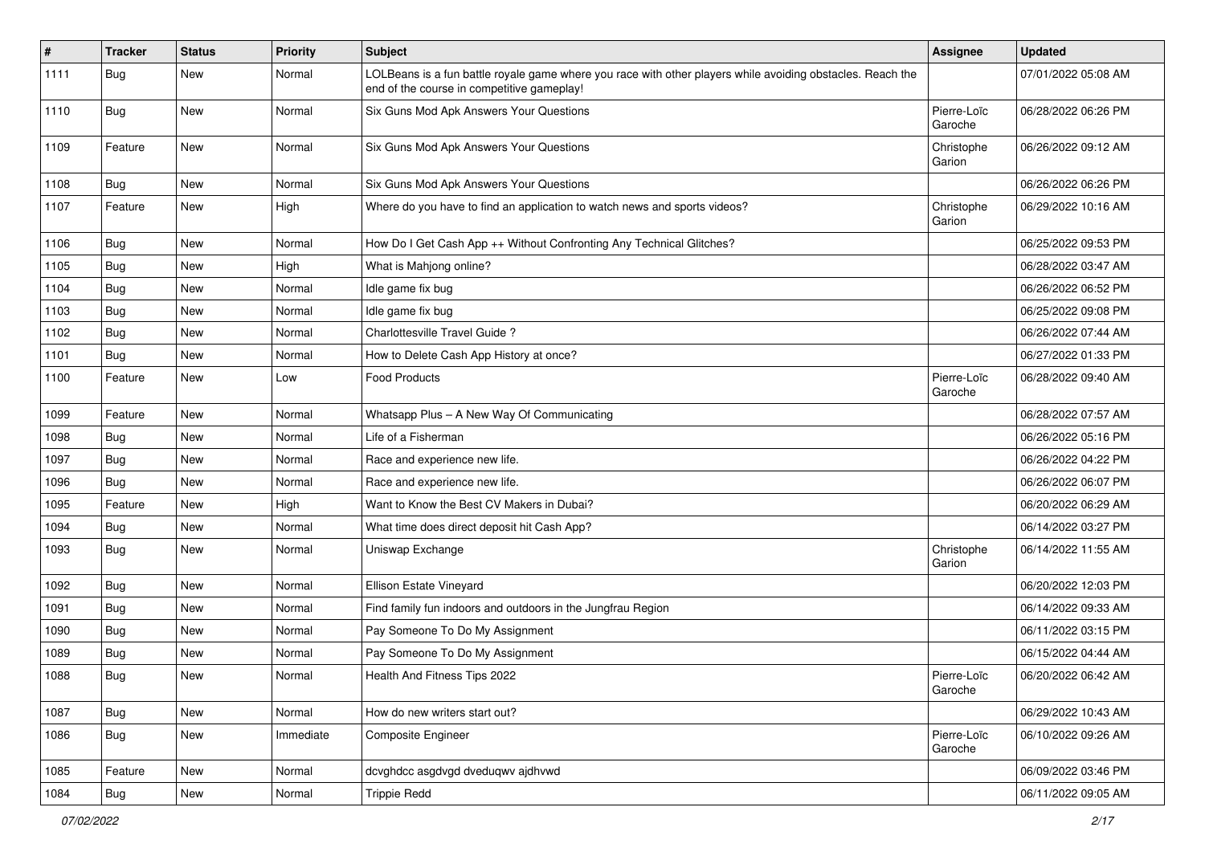| # | Tracker | Status | Priority | Subject | Assignee | Updated |
|---|---|---|---|---|---|---|
| 1111 | Bug | New | Normal | LOLBeans is a fun battle royale game where you race with other players while avoiding obstacles. Reach the end of the course in competitive gameplay! | | 07/01/2022 05:08 AM |
| 1110 | Bug | New | Normal | Six Guns Mod Apk Answers Your Questions | Pierre-Loïc Garoche | 06/28/2022 06:26 PM |
| 1109 | Feature | New | Normal | Six Guns Mod Apk Answers Your Questions | Christophe Garion | 06/26/2022 09:12 AM |
| 1108 | Bug | New | Normal | Six Guns Mod Apk Answers Your Questions | | 06/26/2022 06:26 PM |
| 1107 | Feature | New | High | Where do you have to find an application to watch news and sports videos? | Christophe Garion | 06/29/2022 10:16 AM |
| 1106 | Bug | New | Normal | How Do I Get Cash App ++ Without Confronting Any Technical Glitches? | | 06/25/2022 09:53 PM |
| 1105 | Bug | New | High | What is Mahjong online? | | 06/28/2022 03:47 AM |
| 1104 | Bug | New | Normal | Idle game fix bug | | 06/26/2022 06:52 PM |
| 1103 | Bug | New | Normal | Idle game fix bug | | 06/25/2022 09:08 PM |
| 1102 | Bug | New | Normal | Charlottesville Travel Guide ? | | 06/26/2022 07:44 AM |
| 1101 | Bug | New | Normal | How to Delete Cash App History at once? | | 06/27/2022 01:33 PM |
| 1100 | Feature | New | Low | Food Products | Pierre-Loïc Garoche | 06/28/2022 09:40 AM |
| 1099 | Feature | New | Normal | Whatsapp Plus – A New Way Of Communicating | | 06/28/2022 07:57 AM |
| 1098 | Bug | New | Normal | Life of a Fisherman | | 06/26/2022 05:16 PM |
| 1097 | Bug | New | Normal | Race and experience new life. | | 06/26/2022 04:22 PM |
| 1096 | Bug | New | Normal | Race and experience new life. | | 06/26/2022 06:07 PM |
| 1095 | Feature | New | High | Want to Know the Best CV Makers in Dubai? | | 06/20/2022 06:29 AM |
| 1094 | Bug | New | Normal | What time does direct deposit hit Cash App? | | 06/14/2022 03:27 PM |
| 1093 | Bug | New | Normal | Uniswap Exchange | Christophe Garion | 06/14/2022 11:55 AM |
| 1092 | Bug | New | Normal | Ellison Estate Vineyard | | 06/20/2022 12:03 PM |
| 1091 | Bug | New | Normal | Find family fun indoors and outdoors in the Jungfrau Region | | 06/14/2022 09:33 AM |
| 1090 | Bug | New | Normal | Pay Someone To Do My Assignment | | 06/11/2022 03:15 PM |
| 1089 | Bug | New | Normal | Pay Someone To Do My Assignment | | 06/15/2022 04:44 AM |
| 1088 | Bug | New | Normal | Health And Fitness Tips 2022 | Pierre-Loïc Garoche | 06/20/2022 06:42 AM |
| 1087 | Bug | New | Normal | How do new writers start out? | | 06/29/2022 10:43 AM |
| 1086 | Bug | New | Immediate | Composite Engineer | Pierre-Loïc Garoche | 06/10/2022 09:26 AM |
| 1085 | Feature | New | Normal | dcvghdcc asgdvgd dveduqwv ajdhvwd | | 06/09/2022 03:46 PM |
| 1084 | Bug | New | Normal | Trippie Redd | | 06/11/2022 09:05 AM |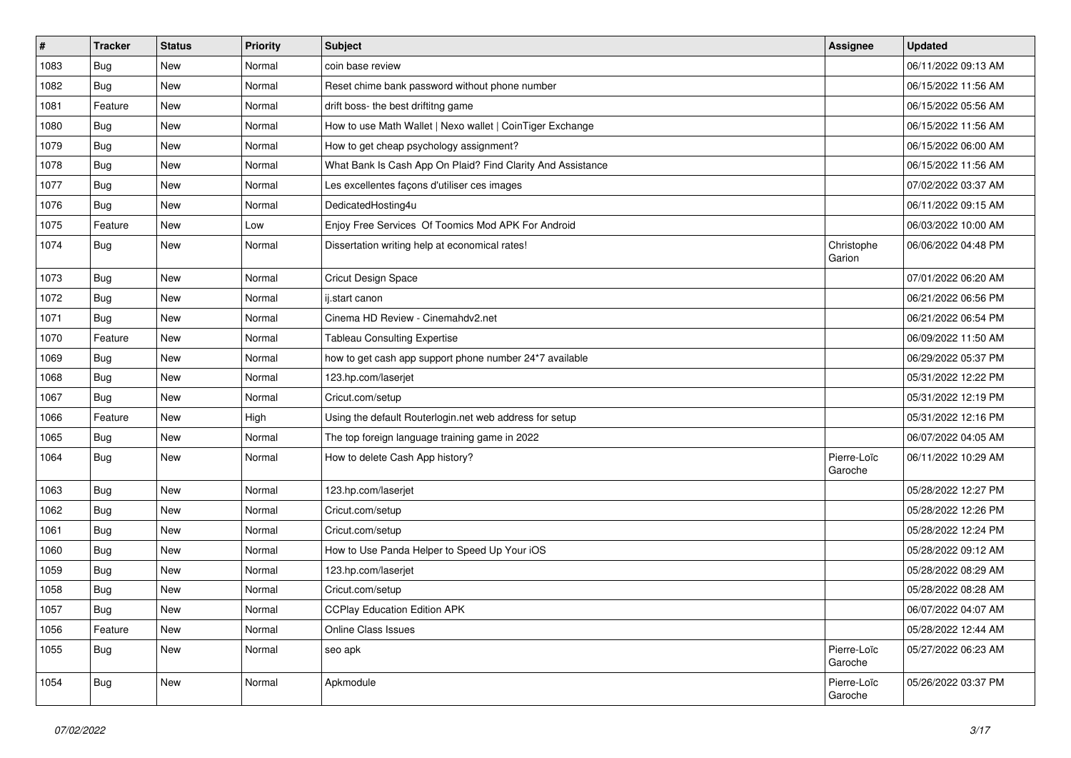| # | Tracker | Status | Priority | Subject | Assignee | Updated |
|---|---|---|---|---|---|---|
| 1083 | Bug | New | Normal | coin base review | | 06/11/2022 09:13 AM |
| 1082 | Bug | New | Normal | Reset chime bank password without phone number | | 06/15/2022 11:56 AM |
| 1081 | Feature | New | Normal | drift boss- the best driftitng game | | 06/15/2022 05:56 AM |
| 1080 | Bug | New | Normal | How to use Math Wallet \| Nexo wallet \| CoinTiger Exchange | | 06/15/2022 11:56 AM |
| 1079 | Bug | New | Normal | How to get cheap psychology assignment? | | 06/15/2022 06:00 AM |
| 1078 | Bug | New | Normal | What Bank Is Cash App On Plaid? Find Clarity And Assistance | | 06/15/2022 11:56 AM |
| 1077 | Bug | New | Normal | Les excellentes façons d'utiliser ces images | | 07/02/2022 03:37 AM |
| 1076 | Bug | New | Normal | DedicatedHosting4u | | 06/11/2022 09:15 AM |
| 1075 | Feature | New | Low | Enjoy Free Services Of Toomics Mod APK For Android | | 06/03/2022 10:00 AM |
| 1074 | Bug | New | Normal | Dissertation writing help at economical rates! | Christophe Garion | 06/06/2022 04:48 PM |
| 1073 | Bug | New | Normal | Cricut Design Space | | 07/01/2022 06:20 AM |
| 1072 | Bug | New | Normal | ij.start canon | | 06/21/2022 06:56 PM |
| 1071 | Bug | New | Normal | Cinema HD Review - Cinemahdv2.net | | 06/21/2022 06:54 PM |
| 1070 | Feature | New | Normal | Tableau Consulting Expertise | | 06/09/2022 11:50 AM |
| 1069 | Bug | New | Normal | how to get cash app support phone number 24*7 available | | 06/29/2022 05:37 PM |
| 1068 | Bug | New | Normal | 123.hp.com/laserjet | | 05/31/2022 12:22 PM |
| 1067 | Bug | New | Normal | Cricut.com/setup | | 05/31/2022 12:19 PM |
| 1066 | Feature | New | High | Using the default Routerlogin.net web address for setup | | 05/31/2022 12:16 PM |
| 1065 | Bug | New | Normal | The top foreign language training game in 2022 | | 06/07/2022 04:05 AM |
| 1064 | Bug | New | Normal | How to delete Cash App history? | Pierre-Loïc Garoche | 06/11/2022 10:29 AM |
| 1063 | Bug | New | Normal | 123.hp.com/laserjet | | 05/28/2022 12:27 PM |
| 1062 | Bug | New | Normal | Cricut.com/setup | | 05/28/2022 12:26 PM |
| 1061 | Bug | New | Normal | Cricut.com/setup | | 05/28/2022 12:24 PM |
| 1060 | Bug | New | Normal | How to Use Panda Helper to Speed Up Your iOS | | 05/28/2022 09:12 AM |
| 1059 | Bug | New | Normal | 123.hp.com/laserjet | | 05/28/2022 08:29 AM |
| 1058 | Bug | New | Normal | Cricut.com/setup | | 05/28/2022 08:28 AM |
| 1057 | Bug | New | Normal | CCPlay Education Edition APK | | 06/07/2022 04:07 AM |
| 1056 | Feature | New | Normal | Online Class Issues | | 05/28/2022 12:44 AM |
| 1055 | Bug | New | Normal | seo apk | Pierre-Loïc Garoche | 05/27/2022 06:23 AM |
| 1054 | Bug | New | Normal | Apkmodule | Pierre-Loïc Garoche | 05/26/2022 03:37 PM |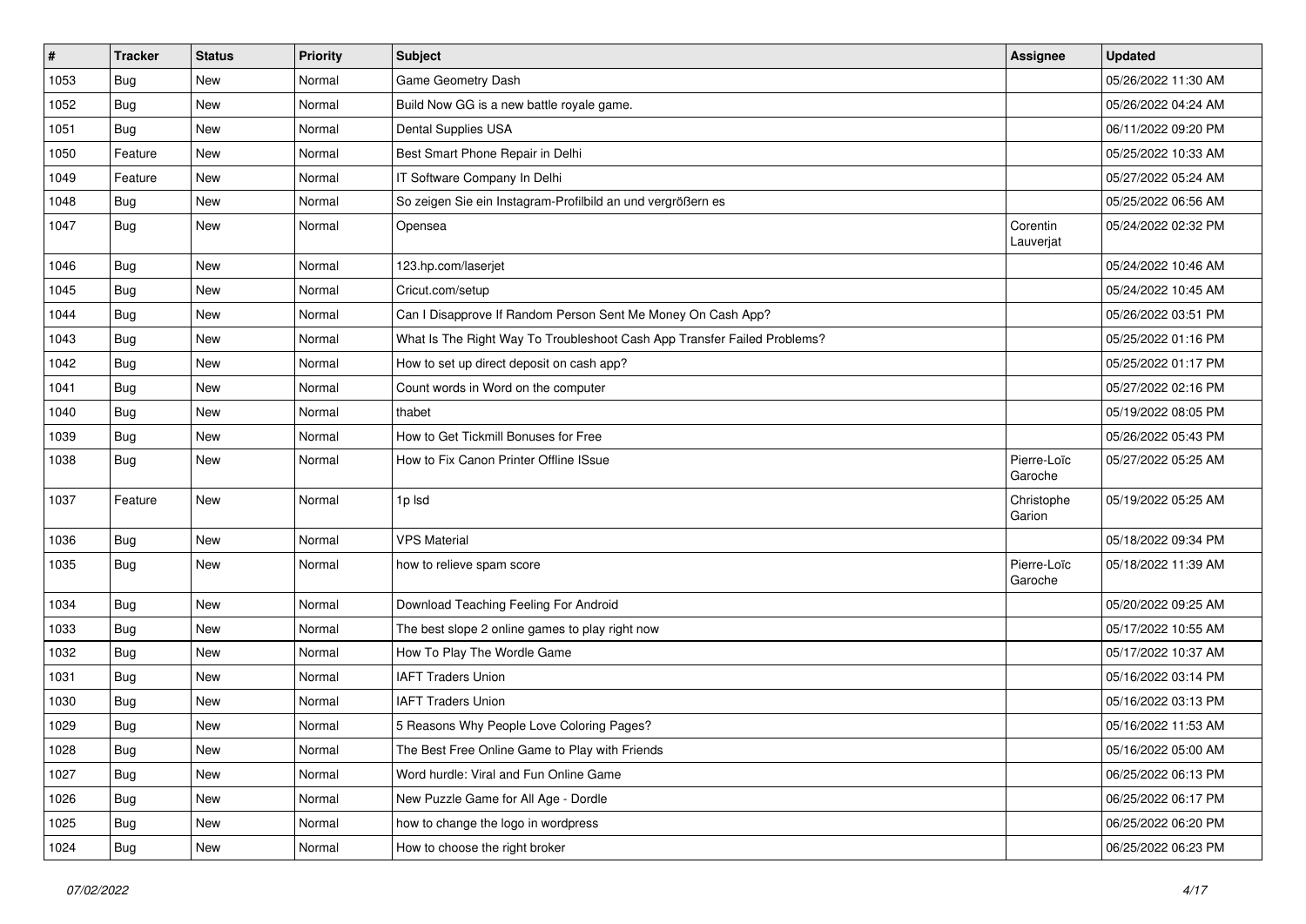| # | Tracker | Status | Priority | Subject | Assignee | Updated |
|---|---|---|---|---|---|---|
| 1053 | Bug | New | Normal | Game Geometry Dash | | 05/26/2022 11:30 AM |
| 1052 | Bug | New | Normal | Build Now GG is a new battle royale game. | | 05/26/2022 04:24 AM |
| 1051 | Bug | New | Normal | Dental Supplies USA | | 06/11/2022 09:20 PM |
| 1050 | Feature | New | Normal | Best Smart Phone Repair in Delhi | | 05/25/2022 10:33 AM |
| 1049 | Feature | New | Normal | IT Software Company In Delhi | | 05/27/2022 05:24 AM |
| 1048 | Bug | New | Normal | So zeigen Sie ein Instagram-Profilbild an und vergrößern es | | 05/25/2022 06:56 AM |
| 1047 | Bug | New | Normal | Opensea | Corentin Lauverjat | 05/24/2022 02:32 PM |
| 1046 | Bug | New | Normal | 123.hp.com/laserjet | | 05/24/2022 10:46 AM |
| 1045 | Bug | New | Normal | Cricut.com/setup | | 05/24/2022 10:45 AM |
| 1044 | Bug | New | Normal | Can I Disapprove If Random Person Sent Me Money On Cash App? | | 05/26/2022 03:51 PM |
| 1043 | Bug | New | Normal | What Is The Right Way To Troubleshoot Cash App Transfer Failed Problems? | | 05/25/2022 01:16 PM |
| 1042 | Bug | New | Normal | How to set up direct deposit on cash app? | | 05/25/2022 01:17 PM |
| 1041 | Bug | New | Normal | Count words in Word on the computer | | 05/27/2022 02:16 PM |
| 1040 | Bug | New | Normal | thabet | | 05/19/2022 08:05 PM |
| 1039 | Bug | New | Normal | How to Get Tickmill Bonuses for Free | | 05/26/2022 05:43 PM |
| 1038 | Bug | New | Normal | How to Fix Canon Printer Offline ISsue | Pierre-Loïc Garoche | 05/27/2022 05:25 AM |
| 1037 | Feature | New | Normal | 1p lsd | Christophe Garion | 05/19/2022 05:25 AM |
| 1036 | Bug | New | Normal | VPS Material | | 05/18/2022 09:34 PM |
| 1035 | Bug | New | Normal | how to relieve spam score | Pierre-Loïc Garoche | 05/18/2022 11:39 AM |
| 1034 | Bug | New | Normal | Download Teaching Feeling For Android | | 05/20/2022 09:25 AM |
| 1033 | Bug | New | Normal | The best slope 2 online games to play right now | | 05/17/2022 10:55 AM |
| 1032 | Bug | New | Normal | How To Play The Wordle Game | | 05/17/2022 10:37 AM |
| 1031 | Bug | New | Normal | IAFT Traders Union | | 05/16/2022 03:14 PM |
| 1030 | Bug | New | Normal | IAFT Traders Union | | 05/16/2022 03:13 PM |
| 1029 | Bug | New | Normal | 5 Reasons Why People Love Coloring Pages? | | 05/16/2022 11:53 AM |
| 1028 | Bug | New | Normal | The Best Free Online Game to Play with Friends | | 05/16/2022 05:00 AM |
| 1027 | Bug | New | Normal | Word hurdle: Viral and Fun Online Game | | 06/25/2022 06:13 PM |
| 1026 | Bug | New | Normal | New Puzzle Game for All Age - Dordle | | 06/25/2022 06:17 PM |
| 1025 | Bug | New | Normal | how to change the logo in wordpress | | 06/25/2022 06:20 PM |
| 1024 | Bug | New | Normal | How to choose the right broker | | 06/25/2022 06:23 PM |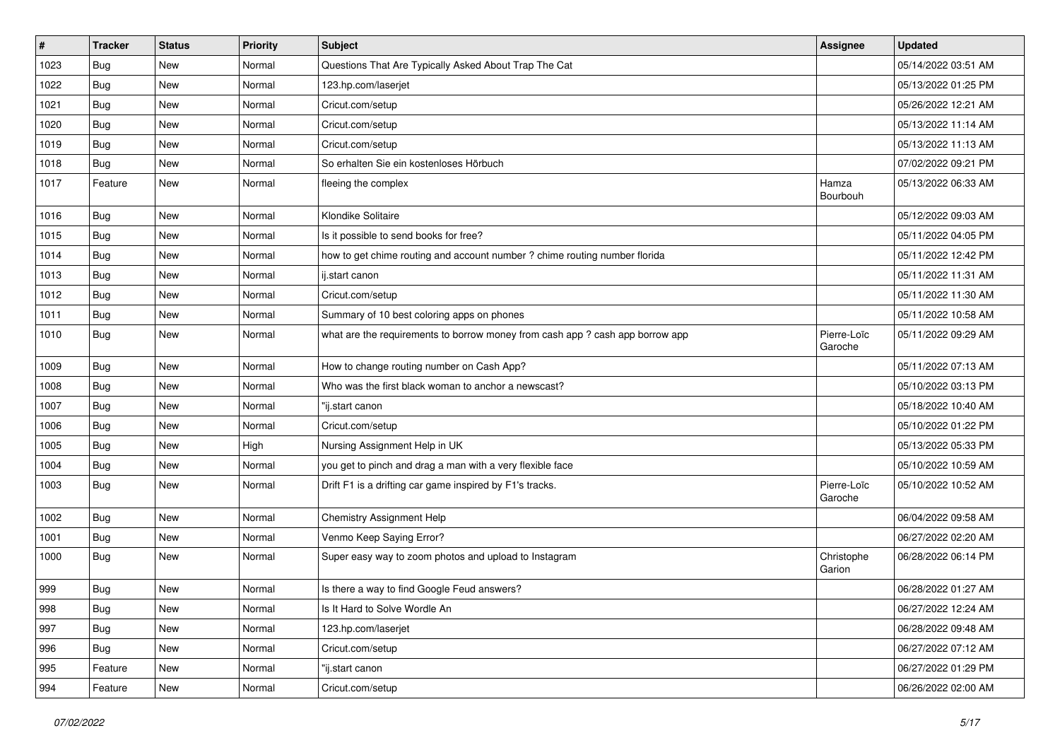| # | Tracker | Status | Priority | Subject | Assignee | Updated |
|---|---|---|---|---|---|---|
| 1023 | Bug | New | Normal | Questions That Are Typically Asked About Trap The Cat | | 05/14/2022 03:51 AM |
| 1022 | Bug | New | Normal | 123.hp.com/laserjet | | 05/13/2022 01:25 PM |
| 1021 | Bug | New | Normal | Cricut.com/setup | | 05/26/2022 12:21 AM |
| 1020 | Bug | New | Normal | Cricut.com/setup | | 05/13/2022 11:14 AM |
| 1019 | Bug | New | Normal | Cricut.com/setup | | 05/13/2022 11:13 AM |
| 1018 | Bug | New | Normal | So erhalten Sie ein kostenloses Hörbuch | | 07/02/2022 09:21 PM |
| 1017 | Feature | New | Normal | fleeing the complex | Hamza Bourbouh | 05/13/2022 06:33 AM |
| 1016 | Bug | New | Normal | Klondike Solitaire | | 05/12/2022 09:03 AM |
| 1015 | Bug | New | Normal | Is it possible to send books for free? | | 05/11/2022 04:05 PM |
| 1014 | Bug | New | Normal | how to get chime routing and account number ? chime routing number florida | | 05/11/2022 12:42 PM |
| 1013 | Bug | New | Normal | ij.start canon | | 05/11/2022 11:31 AM |
| 1012 | Bug | New | Normal | Cricut.com/setup | | 05/11/2022 11:30 AM |
| 1011 | Bug | New | Normal | Summary of 10 best coloring apps on phones | | 05/11/2022 10:58 AM |
| 1010 | Bug | New | Normal | what are the requirements to borrow money from cash app ? cash app borrow app | Pierre-Loïc Garoche | 05/11/2022 09:29 AM |
| 1009 | Bug | New | Normal | How to change routing number on Cash App? | | 05/11/2022 07:13 AM |
| 1008 | Bug | New | Normal | Who was the first black woman to anchor a newscast? | | 05/10/2022 03:13 PM |
| 1007 | Bug | New | Normal | "ij.start canon | | 05/18/2022 10:40 AM |
| 1006 | Bug | New | Normal | Cricut.com/setup | | 05/10/2022 01:22 PM |
| 1005 | Bug | New | High | Nursing Assignment Help in UK | | 05/13/2022 05:33 PM |
| 1004 | Bug | New | Normal | you get to pinch and drag a man with a very flexible face | | 05/10/2022 10:59 AM |
| 1003 | Bug | New | Normal | Drift F1 is a drifting car game inspired by F1's tracks. | Pierre-Loïc Garoche | 05/10/2022 10:52 AM |
| 1002 | Bug | New | Normal | Chemistry Assignment Help | | 06/04/2022 09:58 AM |
| 1001 | Bug | New | Normal | Venmo Keep Saying Error? | | 06/27/2022 02:20 AM |
| 1000 | Bug | New | Normal | Super easy way to zoom photos and upload to Instagram | Christophe Garion | 06/28/2022 06:14 PM |
| 999 | Bug | New | Normal | Is there a way to find Google Feud answers? | | 06/28/2022 01:27 AM |
| 998 | Bug | New | Normal | Is It Hard to Solve Wordle An | | 06/27/2022 12:24 AM |
| 997 | Bug | New | Normal | 123.hp.com/laserjet | | 06/28/2022 09:48 AM |
| 996 | Bug | New | Normal | Cricut.com/setup | | 06/27/2022 07:12 AM |
| 995 | Feature | New | Normal | "ij.start canon | | 06/27/2022 01:29 PM |
| 994 | Feature | New | Normal | Cricut.com/setup | | 06/26/2022 02:00 AM |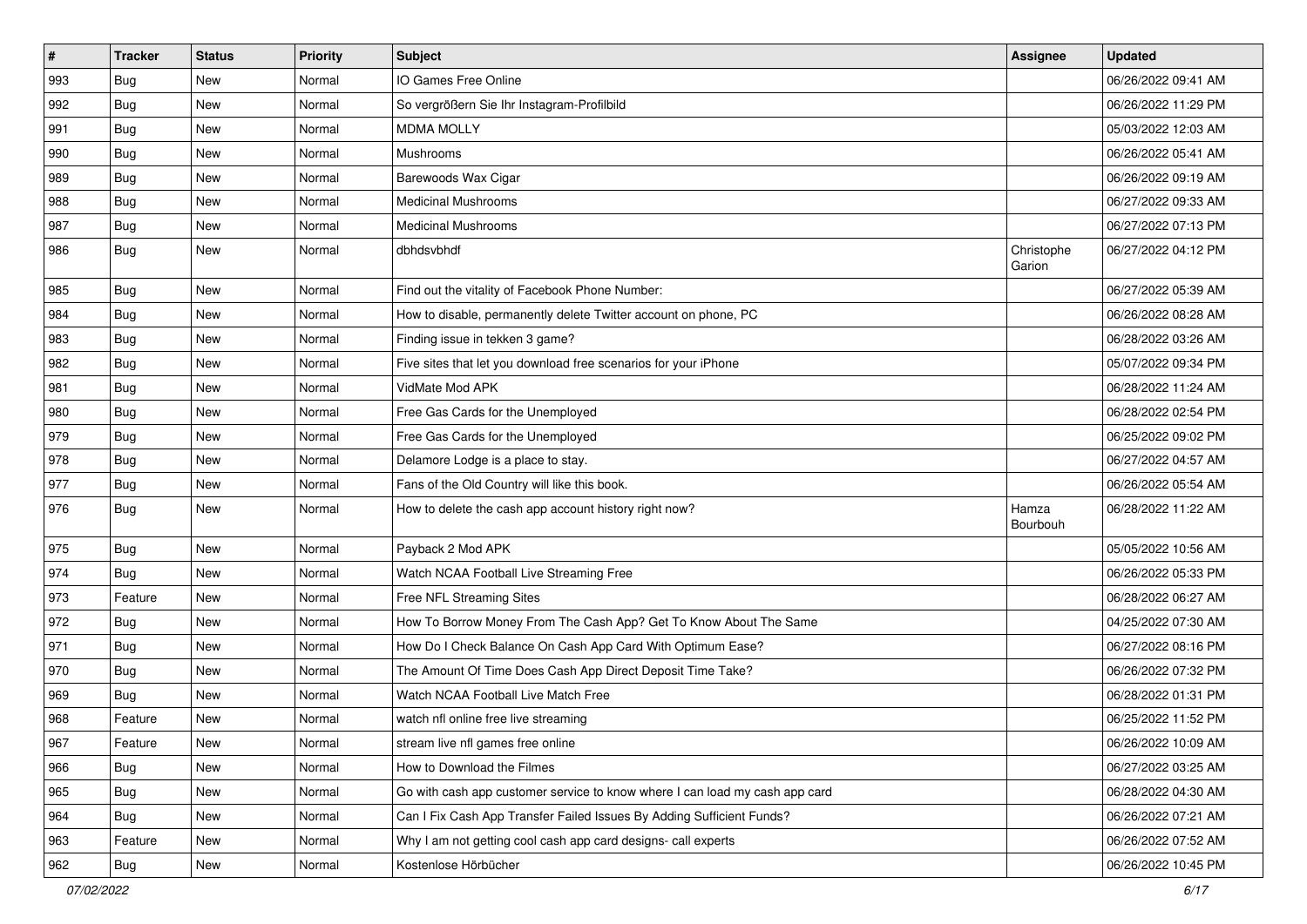| # | Tracker | Status | Priority | Subject | Assignee | Updated |
|---|---|---|---|---|---|---|
| 993 | Bug | New | Normal | IO Games Free Online | | 06/26/2022 09:41 AM |
| 992 | Bug | New | Normal | So vergrößern Sie Ihr Instagram-Profilbild | | 06/26/2022 11:29 PM |
| 991 | Bug | New | Normal | MDMA MOLLY | | 05/03/2022 12:03 AM |
| 990 | Bug | New | Normal | Mushrooms | | 06/26/2022 05:41 AM |
| 989 | Bug | New | Normal | Barewoods Wax Cigar | | 06/26/2022 09:19 AM |
| 988 | Bug | New | Normal | Medicinal Mushrooms | | 06/27/2022 09:33 AM |
| 987 | Bug | New | Normal | Medicinal Mushrooms | | 06/27/2022 07:13 PM |
| 986 | Bug | New | Normal | dbhdsvbhdf | Christophe Garion | 06/27/2022 04:12 PM |
| 985 | Bug | New | Normal | Find out the vitality of Facebook Phone Number: | | 06/27/2022 05:39 AM |
| 984 | Bug | New | Normal | How to disable, permanently delete Twitter account on phone, PC | | 06/26/2022 08:28 AM |
| 983 | Bug | New | Normal | Finding issue in tekken 3 game? | | 06/28/2022 03:26 AM |
| 982 | Bug | New | Normal | Five sites that let you download free scenarios for your iPhone | | 05/07/2022 09:34 PM |
| 981 | Bug | New | Normal | VidMate Mod APK | | 06/28/2022 11:24 AM |
| 980 | Bug | New | Normal | Free Gas Cards for the Unemployed | | 06/28/2022 02:54 PM |
| 979 | Bug | New | Normal | Free Gas Cards for the Unemployed | | 06/25/2022 09:02 PM |
| 978 | Bug | New | Normal | Delamore Lodge is a place to stay. | | 06/27/2022 04:57 AM |
| 977 | Bug | New | Normal | Fans of the Old Country will like this book. | | 06/26/2022 05:54 AM |
| 976 | Bug | New | Normal | How to delete the cash app account history right now? | Hamza Bourbouh | 06/28/2022 11:22 AM |
| 975 | Bug | New | Normal | Payback 2 Mod APK | | 05/05/2022 10:56 AM |
| 974 | Bug | New | Normal | Watch NCAA Football Live Streaming Free | | 06/26/2022 05:33 PM |
| 973 | Feature | New | Normal | Free NFL Streaming Sites | | 06/28/2022 06:27 AM |
| 972 | Bug | New | Normal | How To Borrow Money From The Cash App? Get To Know About The Same | | 04/25/2022 07:30 AM |
| 971 | Bug | New | Normal | How Do I Check Balance On Cash App Card With Optimum Ease? | | 06/27/2022 08:16 PM |
| 970 | Bug | New | Normal | The Amount Of Time Does Cash App Direct Deposit Time Take? | | 06/26/2022 07:32 PM |
| 969 | Bug | New | Normal | Watch NCAA Football Live Match Free | | 06/28/2022 01:31 PM |
| 968 | Feature | New | Normal | watch nfl online free live streaming | | 06/25/2022 11:52 PM |
| 967 | Feature | New | Normal | stream live nfl games free online | | 06/26/2022 10:09 AM |
| 966 | Bug | New | Normal | How to Download the Filmes | | 06/27/2022 03:25 AM |
| 965 | Bug | New | Normal | Go with cash app customer service to know where I can load my cash app card | | 06/28/2022 04:30 AM |
| 964 | Bug | New | Normal | Can I Fix Cash App Transfer Failed Issues By Adding Sufficient Funds? | | 06/26/2022 07:21 AM |
| 963 | Feature | New | Normal | Why I am not getting cool cash app card designs- call experts | | 06/26/2022 07:52 AM |
| 962 | Bug | New | Normal | Kostenlose Hörbücher | | 06/26/2022 10:45 PM |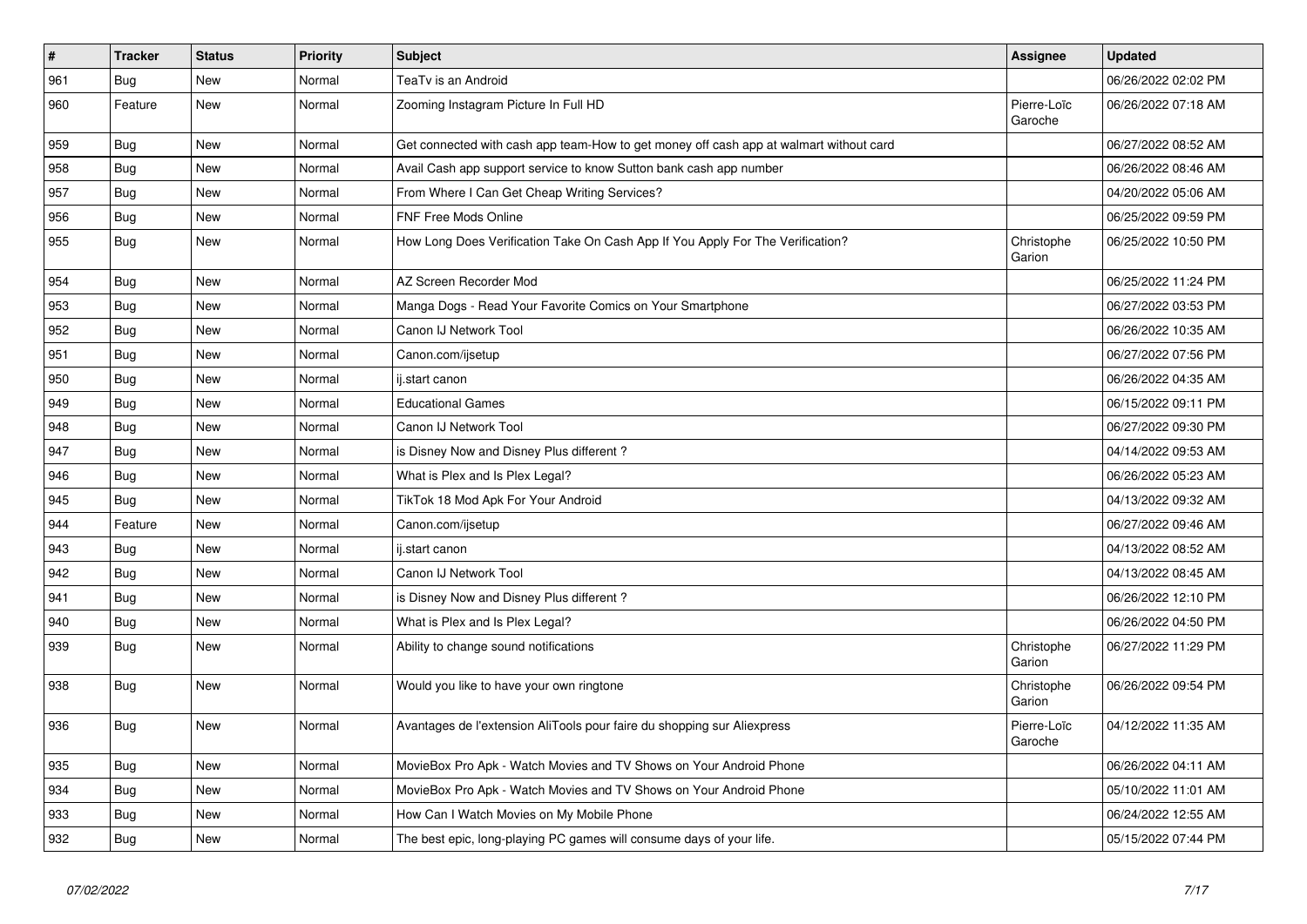| # | Tracker | Status | Priority | Subject | Assignee | Updated |
|---|---|---|---|---|---|---|
| 961 | Bug | New | Normal | TeaTv is an Android | | 06/26/2022 02:02 PM |
| 960 | Feature | New | Normal | Zooming Instagram Picture In Full HD | Pierre-Loïc Garoche | 06/26/2022 07:18 AM |
| 959 | Bug | New | Normal | Get connected with cash app team-How to get money off cash app at walmart without card | | 06/27/2022 08:52 AM |
| 958 | Bug | New | Normal | Avail Cash app support service to know Sutton bank cash app number | | 06/26/2022 08:46 AM |
| 957 | Bug | New | Normal | From Where I Can Get Cheap Writing Services? | | 04/20/2022 05:06 AM |
| 956 | Bug | New | Normal | FNF Free Mods Online | | 06/25/2022 09:59 PM |
| 955 | Bug | New | Normal | How Long Does Verification Take On Cash App If You Apply For The Verification? | Christophe Garion | 06/25/2022 10:50 PM |
| 954 | Bug | New | Normal | AZ Screen Recorder Mod | | 06/25/2022 11:24 PM |
| 953 | Bug | New | Normal | Manga Dogs - Read Your Favorite Comics on Your Smartphone | | 06/27/2022 03:53 PM |
| 952 | Bug | New | Normal | Canon IJ Network Tool | | 06/26/2022 10:35 AM |
| 951 | Bug | New | Normal | Canon.com/ijsetup | | 06/27/2022 07:56 PM |
| 950 | Bug | New | Normal | ij.start canon | | 06/26/2022 04:35 AM |
| 949 | Bug | New | Normal | Educational Games | | 06/15/2022 09:11 PM |
| 948 | Bug | New | Normal | Canon IJ Network Tool | | 06/27/2022 09:30 PM |
| 947 | Bug | New | Normal | is Disney Now and Disney Plus different ? | | 04/14/2022 09:53 AM |
| 946 | Bug | New | Normal | What is Plex and Is Plex Legal? | | 06/26/2022 05:23 AM |
| 945 | Bug | New | Normal | TikTok 18 Mod Apk For Your Android | | 04/13/2022 09:32 AM |
| 944 | Feature | New | Normal | Canon.com/ijsetup | | 06/27/2022 09:46 AM |
| 943 | Bug | New | Normal | ij.start canon | | 04/13/2022 08:52 AM |
| 942 | Bug | New | Normal | Canon IJ Network Tool | | 04/13/2022 08:45 AM |
| 941 | Bug | New | Normal | is Disney Now and Disney Plus different ? | | 06/26/2022 12:10 PM |
| 940 | Bug | New | Normal | What is Plex and Is Plex Legal? | | 06/26/2022 04:50 PM |
| 939 | Bug | New | Normal | Ability to change sound notifications | Christophe Garion | 06/27/2022 11:29 PM |
| 938 | Bug | New | Normal | Would you like to have your own ringtone | Christophe Garion | 06/26/2022 09:54 PM |
| 936 | Bug | New | Normal | Avantages de l'extension AliTools pour faire du shopping sur Aliexpress | Pierre-Loïc Garoche | 04/12/2022 11:35 AM |
| 935 | Bug | New | Normal | MovieBox Pro Apk - Watch Movies and TV Shows on Your Android Phone | | 06/26/2022 04:11 AM |
| 934 | Bug | New | Normal | MovieBox Pro Apk - Watch Movies and TV Shows on Your Android Phone | | 05/10/2022 11:01 AM |
| 933 | Bug | New | Normal | How Can I Watch Movies on My Mobile Phone | | 06/24/2022 12:55 AM |
| 932 | Bug | New | Normal | The best epic, long-playing PC games will consume days of your life. | | 05/15/2022 07:44 PM |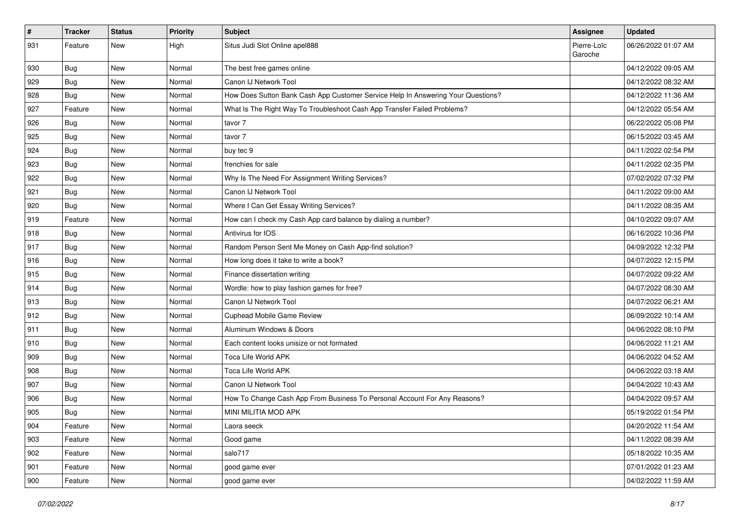| # | Tracker | Status | Priority | Subject | Assignee | Updated |
|---|---|---|---|---|---|---|
| 931 | Feature | New | High | Situs Judi Slot Online apel888 | Pierre-Loïc Garoche | 06/26/2022 01:07 AM |
| 930 | Bug | New | Normal | The best free games online | | 04/12/2022 09:05 AM |
| 929 | Bug | New | Normal | Canon IJ Network Tool | | 04/12/2022 08:32 AM |
| 928 | Bug | New | Normal | How Does Sutton Bank Cash App Customer Service Help In Answering Your Questions? | | 04/12/2022 11:36 AM |
| 927 | Feature | New | Normal | What Is The Right Way To Troubleshoot Cash App Transfer Failed Problems? | | 04/12/2022 05:54 AM |
| 926 | Bug | New | Normal | tavor 7 | | 06/22/2022 05:08 PM |
| 925 | Bug | New | Normal | tavor 7 | | 06/15/2022 03:45 AM |
| 924 | Bug | New | Normal | buy tec 9 | | 04/11/2022 02:54 PM |
| 923 | Bug | New | Normal | frenchies for sale | | 04/11/2022 02:35 PM |
| 922 | Bug | New | Normal | Why Is The Need For Assignment Writing Services? | | 07/02/2022 07:32 PM |
| 921 | Bug | New | Normal | Canon IJ Network Tool | | 04/11/2022 09:00 AM |
| 920 | Bug | New | Normal | Where I Can Get Essay Writing Services? | | 04/11/2022 08:35 AM |
| 919 | Feature | New | Normal | How can I check my Cash App card balance by dialing a number? | | 04/10/2022 09:07 AM |
| 918 | Bug | New | Normal | Antivirus for IOS | | 06/16/2022 10:36 PM |
| 917 | Bug | New | Normal | Random Person Sent Me Money on Cash App-find solution? | | 04/09/2022 12:32 PM |
| 916 | Bug | New | Normal | How long does it take to write a book? | | 04/07/2022 12:15 PM |
| 915 | Bug | New | Normal | Finance dissertation writing | | 04/07/2022 09:22 AM |
| 914 | Bug | New | Normal | Wordle: how to play fashion games for free? | | 04/07/2022 08:30 AM |
| 913 | Bug | New | Normal | Canon IJ Network Tool | | 04/07/2022 06:21 AM |
| 912 | Bug | New | Normal | Cuphead Mobile Game Review | | 06/09/2022 10:14 AM |
| 911 | Bug | New | Normal | Aluminum Windows & Doors | | 04/06/2022 08:10 PM |
| 910 | Bug | New | Normal | Each content looks unisize or not formated | | 04/06/2022 11:21 AM |
| 909 | Bug | New | Normal | Toca Life World APK | | 04/06/2022 04:52 AM |
| 908 | Bug | New | Normal | Toca Life World APK | | 04/06/2022 03:18 AM |
| 907 | Bug | New | Normal | Canon IJ Network Tool | | 04/04/2022 10:43 AM |
| 906 | Bug | New | Normal | How To Change Cash App From Business To Personal Account For Any Reasons? | | 04/04/2022 09:57 AM |
| 905 | Bug | New | Normal | MINI MILITIA MOD APK | | 05/19/2022 01:54 PM |
| 904 | Feature | New | Normal | Laora seeck | | 04/20/2022 11:54 AM |
| 903 | Feature | New | Normal | Good game | | 04/11/2022 08:39 AM |
| 902 | Feature | New | Normal | salo717 | | 05/18/2022 10:35 AM |
| 901 | Feature | New | Normal | good game ever | | 07/01/2022 01:23 AM |
| 900 | Feature | New | Normal | good game ever | | 04/02/2022 11:59 AM |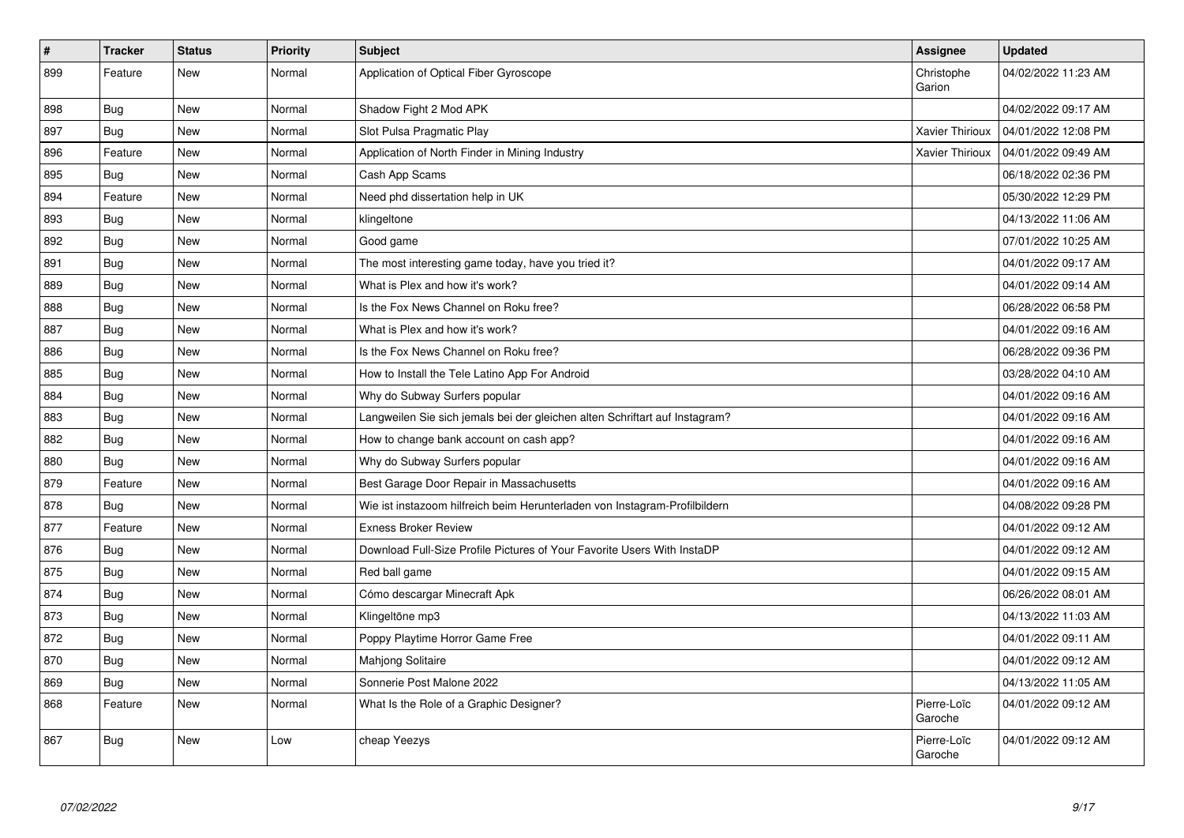| # | Tracker | Status | Priority | Subject | Assignee | Updated |
|---|---|---|---|---|---|---|
| 899 | Feature | New | Normal | Application of Optical Fiber Gyroscope | Christophe Garion | 04/02/2022 11:23 AM |
| 898 | Bug | New | Normal | Shadow Fight 2 Mod APK | | 04/02/2022 09:17 AM |
| 897 | Bug | New | Normal | Slot Pulsa Pragmatic Play | Xavier Thirioux | 04/01/2022 12:08 PM |
| 896 | Feature | New | Normal | Application of North Finder in Mining Industry | Xavier Thirioux | 04/01/2022 09:49 AM |
| 895 | Bug | New | Normal | Cash App Scams | | 06/18/2022 02:36 PM |
| 894 | Feature | New | Normal | Need phd dissertation help in UK | | 05/30/2022 12:29 PM |
| 893 | Bug | New | Normal | klingeltone | | 04/13/2022 11:06 AM |
| 892 | Bug | New | Normal | Good game | | 07/01/2022 10:25 AM |
| 891 | Bug | New | Normal | The most interesting game today, have you tried it? | | 04/01/2022 09:17 AM |
| 889 | Bug | New | Normal | What is Plex and how it's work? | | 04/01/2022 09:14 AM |
| 888 | Bug | New | Normal | Is the Fox News Channel on Roku free? | | 06/28/2022 06:58 PM |
| 887 | Bug | New | Normal | What is Plex and how it's work? | | 04/01/2022 09:16 AM |
| 886 | Bug | New | Normal | Is the Fox News Channel on Roku free? | | 06/28/2022 09:36 PM |
| 885 | Bug | New | Normal | How to Install the Tele Latino App For Android | | 03/28/2022 04:10 AM |
| 884 | Bug | New | Normal | Why do Subway Surfers popular | | 04/01/2022 09:16 AM |
| 883 | Bug | New | Normal | Langweilen Sie sich jemals bei der gleichen alten Schriftart auf Instagram? | | 04/01/2022 09:16 AM |
| 882 | Bug | New | Normal | How to change bank account on cash app? | | 04/01/2022 09:16 AM |
| 880 | Bug | New | Normal | Why do Subway Surfers popular | | 04/01/2022 09:16 AM |
| 879 | Feature | New | Normal | Best Garage Door Repair in Massachusetts | | 04/01/2022 09:16 AM |
| 878 | Bug | New | Normal | Wie ist instazoom hilfreich beim Herunterladen von Instagram-Profilbildern | | 04/08/2022 09:28 PM |
| 877 | Feature | New | Normal | Exness Broker Review | | 04/01/2022 09:12 AM |
| 876 | Bug | New | Normal | Download Full-Size Profile Pictures of Your Favorite Users With InstaDP | | 04/01/2022 09:12 AM |
| 875 | Bug | New | Normal | Red ball game | | 04/01/2022 09:15 AM |
| 874 | Bug | New | Normal | Cómo descargar Minecraft Apk | | 06/26/2022 08:01 AM |
| 873 | Bug | New | Normal | Klingeltöne mp3 | | 04/13/2022 11:03 AM |
| 872 | Bug | New | Normal | Poppy Playtime Horror Game Free | | 04/01/2022 09:11 AM |
| 870 | Bug | New | Normal | Mahjong Solitaire | | 04/01/2022 09:12 AM |
| 869 | Bug | New | Normal | Sonnerie Post Malone 2022 | | 04/13/2022 11:05 AM |
| 868 | Feature | New | Normal | What Is the Role of a Graphic Designer? | Pierre-Loïc Garoche | 04/01/2022 09:12 AM |
| 867 | Bug | New | Low | cheap Yeezys | Pierre-Loïc Garoche | 04/01/2022 09:12 AM |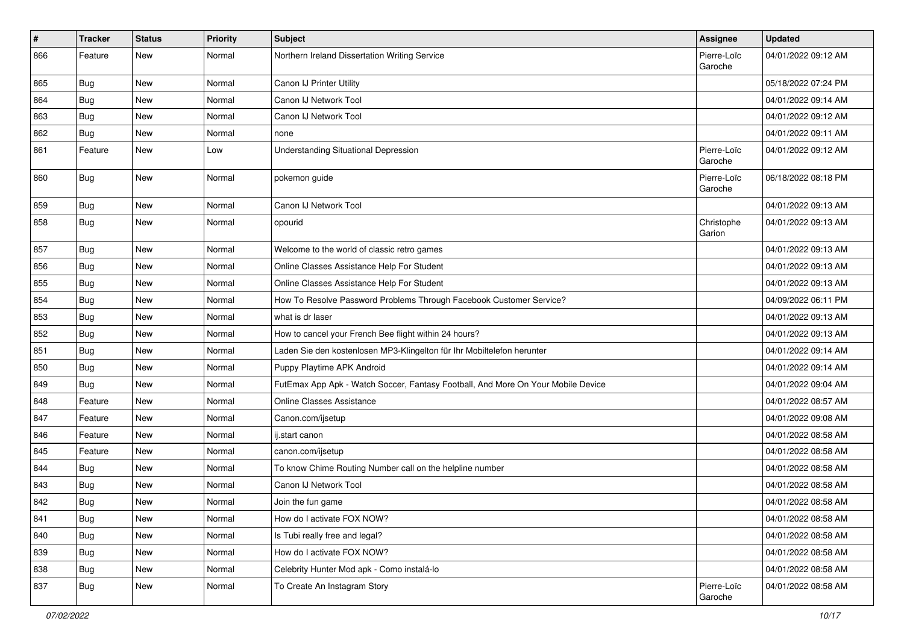| # | Tracker | Status | Priority | Subject | Assignee | Updated |
|---|---|---|---|---|---|---|
| 866 | Feature | New | Normal | Northern Ireland Dissertation Writing Service | Pierre-Loïc Garoche | 04/01/2022 09:12 AM |
| 865 | Bug | New | Normal | Canon IJ Printer Utility | | 05/18/2022 07:24 PM |
| 864 | Bug | New | Normal | Canon IJ Network Tool | | 04/01/2022 09:14 AM |
| 863 | Bug | New | Normal | Canon IJ Network Tool | | 04/01/2022 09:12 AM |
| 862 | Bug | New | Normal | none | | 04/01/2022 09:11 AM |
| 861 | Feature | New | Low | Understanding Situational Depression | Pierre-Loïc Garoche | 04/01/2022 09:12 AM |
| 860 | Bug | New | Normal | pokemon guide | Pierre-Loïc Garoche | 06/18/2022 08:18 PM |
| 859 | Bug | New | Normal | Canon IJ Network Tool | | 04/01/2022 09:13 AM |
| 858 | Bug | New | Normal | opourid | Christophe Garion | 04/01/2022 09:13 AM |
| 857 | Bug | New | Normal | Welcome to the world of classic retro games | | 04/01/2022 09:13 AM |
| 856 | Bug | New | Normal | Online Classes Assistance Help For Student | | 04/01/2022 09:13 AM |
| 855 | Bug | New | Normal | Online Classes Assistance Help For Student | | 04/01/2022 09:13 AM |
| 854 | Bug | New | Normal | How To Resolve Password Problems Through Facebook Customer Service? | | 04/09/2022 06:11 PM |
| 853 | Bug | New | Normal | what is dr laser | | 04/01/2022 09:13 AM |
| 852 | Bug | New | Normal | How to cancel your French Bee flight within 24 hours? | | 04/01/2022 09:13 AM |
| 851 | Bug | New | Normal | Laden Sie den kostenlosen MP3-Klingelton für Ihr Mobiltelefon herunter | | 04/01/2022 09:14 AM |
| 850 | Bug | New | Normal | Puppy Playtime APK Android | | 04/01/2022 09:14 AM |
| 849 | Bug | New | Normal | FutEmax App Apk - Watch Soccer, Fantasy Football, And More On Your Mobile Device | | 04/01/2022 09:04 AM |
| 848 | Feature | New | Normal | Online Classes Assistance | | 04/01/2022 08:57 AM |
| 847 | Feature | New | Normal | Canon.com/ijsetup | | 04/01/2022 09:08 AM |
| 846 | Feature | New | Normal | ij.start canon | | 04/01/2022 08:58 AM |
| 845 | Feature | New | Normal | canon.com/ijsetup | | 04/01/2022 08:58 AM |
| 844 | Bug | New | Normal | To know Chime Routing Number call on the helpline number | | 04/01/2022 08:58 AM |
| 843 | Bug | New | Normal | Canon IJ Network Tool | | 04/01/2022 08:58 AM |
| 842 | Bug | New | Normal | Join the fun game | | 04/01/2022 08:58 AM |
| 841 | Bug | New | Normal | How do I activate FOX NOW? | | 04/01/2022 08:58 AM |
| 840 | Bug | New | Normal | Is Tubi really free and legal? | | 04/01/2022 08:58 AM |
| 839 | Bug | New | Normal | How do I activate FOX NOW? | | 04/01/2022 08:58 AM |
| 838 | Bug | New | Normal | Celebrity Hunter Mod apk - Como instalá-lo | | 04/01/2022 08:58 AM |
| 837 | Bug | New | Normal | To Create An Instagram Story | Pierre-Loïc Garoche | 04/01/2022 08:58 AM |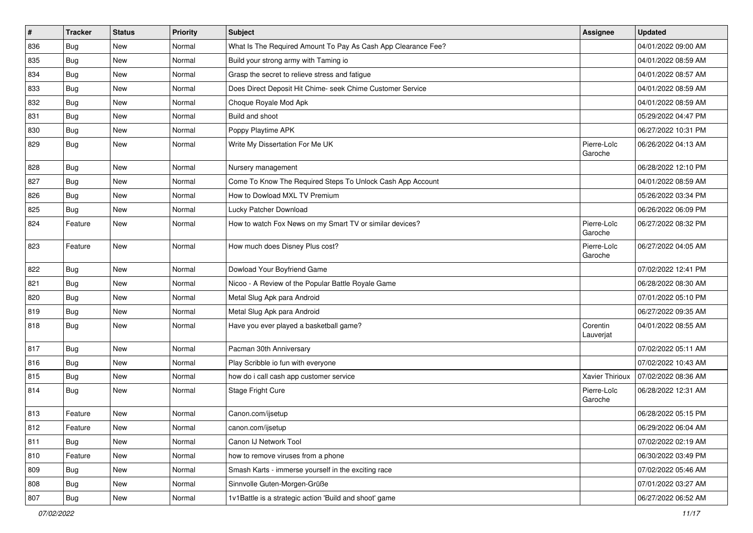| # | Tracker | Status | Priority | Subject | Assignee | Updated |
|---|---|---|---|---|---|---|
| 836 | Bug | New | Normal | What Is The Required Amount To Pay As Cash App Clearance Fee? | | 04/01/2022 09:00 AM |
| 835 | Bug | New | Normal | Build your strong army with Taming io | | 04/01/2022 08:59 AM |
| 834 | Bug | New | Normal | Grasp the secret to relieve stress and fatigue | | 04/01/2022 08:57 AM |
| 833 | Bug | New | Normal | Does Direct Deposit Hit Chime- seek Chime Customer Service | | 04/01/2022 08:59 AM |
| 832 | Bug | New | Normal | Choque Royale Mod Apk | | 04/01/2022 08:59 AM |
| 831 | Bug | New | Normal | Build and shoot | | 05/29/2022 04:47 PM |
| 830 | Bug | New | Normal | Poppy Playtime APK | | 06/27/2022 10:31 PM |
| 829 | Bug | New | Normal | Write My Dissertation For Me UK | Pierre-Loïc Garoche | 06/26/2022 04:13 AM |
| 828 | Bug | New | Normal | Nursery management | | 06/28/2022 12:10 PM |
| 827 | Bug | New | Normal | Come To Know The Required Steps To Unlock Cash App Account | | 04/01/2022 08:59 AM |
| 826 | Bug | New | Normal | How to Dowload MXL TV Premium | | 05/26/2022 03:34 PM |
| 825 | Bug | New | Normal | Lucky Patcher Download | | 06/26/2022 06:09 PM |
| 824 | Feature | New | Normal | How to watch Fox News on my Smart TV or similar devices? | Pierre-Loïc Garoche | 06/27/2022 08:32 PM |
| 823 | Feature | New | Normal | How much does Disney Plus cost? | Pierre-Loïc Garoche | 06/27/2022 04:05 AM |
| 822 | Bug | New | Normal | Dowload Your Boyfriend Game | | 07/02/2022 12:41 PM |
| 821 | Bug | New | Normal | Nicoo - A Review of the Popular Battle Royale Game | | 06/28/2022 08:30 AM |
| 820 | Bug | New | Normal | Metal Slug Apk para Android | | 07/01/2022 05:10 PM |
| 819 | Bug | New | Normal | Metal Slug Apk para Android | | 06/27/2022 09:35 AM |
| 818 | Bug | New | Normal | Have you ever played a basketball game? | Corentin Lauverjat | 04/01/2022 08:55 AM |
| 817 | Bug | New | Normal | Pacman 30th Anniversary | | 07/02/2022 05:11 AM |
| 816 | Bug | New | Normal | Play Scribble io fun with everyone | | 07/02/2022 10:43 AM |
| 815 | Bug | New | Normal | how do i call cash app customer service | Xavier Thirioux | 07/02/2022 08:36 AM |
| 814 | Bug | New | Normal | Stage Fright Cure | Pierre-Loïc Garoche | 06/28/2022 12:31 AM |
| 813 | Feature | New | Normal | Canon.com/ijsetup | | 06/28/2022 05:15 PM |
| 812 | Feature | New | Normal | canon.com/ijsetup | | 06/29/2022 06:04 AM |
| 811 | Bug | New | Normal | Canon IJ Network Tool | | 07/02/2022 02:19 AM |
| 810 | Feature | New | Normal | how to remove viruses from a phone | | 06/30/2022 03:49 PM |
| 809 | Bug | New | Normal | Smash Karts - immerse yourself in the exciting race | | 07/02/2022 05:46 AM |
| 808 | Bug | New | Normal | Sinnvolle Guten-Morgen-Grüße | | 07/01/2022 03:27 AM |
| 807 | Bug | New | Normal | 1v1Battle is a strategic action 'Build and shoot' game | | 06/27/2022 06:52 AM |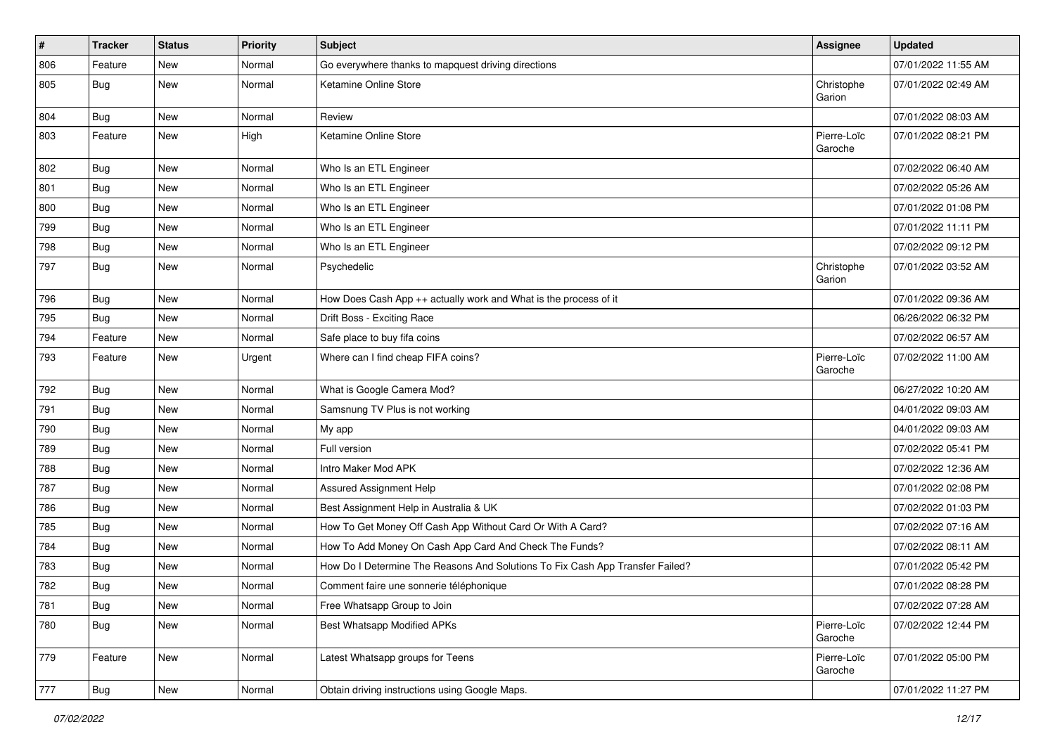| # | Tracker | Status | Priority | Subject | Assignee | Updated |
|---|---|---|---|---|---|---|
| 806 | Feature | New | Normal | Go everywhere thanks to mapquest driving directions |  | 07/01/2022 11:55 AM |
| 805 | Bug | New | Normal | Ketamine Online Store | Christophe Garion | 07/01/2022 02:49 AM |
| 804 | Bug | New | Normal | Review |  | 07/01/2022 08:03 AM |
| 803 | Feature | New | High | Ketamine Online Store | Pierre-Loïc Garoche | 07/01/2022 08:21 PM |
| 802 | Bug | New | Normal | Who Is an ETL Engineer |  | 07/02/2022 06:40 AM |
| 801 | Bug | New | Normal | Who Is an ETL Engineer |  | 07/02/2022 05:26 AM |
| 800 | Bug | New | Normal | Who Is an ETL Engineer |  | 07/01/2022 01:08 PM |
| 799 | Bug | New | Normal | Who Is an ETL Engineer |  | 07/01/2022 11:11 PM |
| 798 | Bug | New | Normal | Who Is an ETL Engineer |  | 07/02/2022 09:12 PM |
| 797 | Bug | New | Normal | Psychedelic | Christophe Garion | 07/01/2022 03:52 AM |
| 796 | Bug | New | Normal | How Does Cash App ++ actually work and What is the process of it |  | 07/01/2022 09:36 AM |
| 795 | Bug | New | Normal | Drift Boss - Exciting Race |  | 06/26/2022 06:32 PM |
| 794 | Feature | New | Normal | Safe place to buy fifa coins |  | 07/02/2022 06:57 AM |
| 793 | Feature | New | Urgent | Where can I find cheap FIFA coins? | Pierre-Loïc Garoche | 07/02/2022 11:00 AM |
| 792 | Bug | New | Normal | What is Google Camera Mod? |  | 06/27/2022 10:20 AM |
| 791 | Bug | New | Normal | Samsnung TV Plus is not working |  | 04/01/2022 09:03 AM |
| 790 | Bug | New | Normal | My app |  | 04/01/2022 09:03 AM |
| 789 | Bug | New | Normal | Full version |  | 07/02/2022 05:41 PM |
| 788 | Bug | New | Normal | Intro Maker Mod APK |  | 07/02/2022 12:36 AM |
| 787 | Bug | New | Normal | Assured Assignment Help |  | 07/01/2022 02:08 PM |
| 786 | Bug | New | Normal | Best Assignment Help in Australia & UK |  | 07/02/2022 01:03 PM |
| 785 | Bug | New | Normal | How To Get Money Off Cash App Without Card Or With A Card? |  | 07/02/2022 07:16 AM |
| 784 | Bug | New | Normal | How To Add Money On Cash App Card And Check The Funds? |  | 07/02/2022 08:11 AM |
| 783 | Bug | New | Normal | How Do I Determine The Reasons And Solutions To Fix Cash App Transfer Failed? |  | 07/01/2022 05:42 PM |
| 782 | Bug | New | Normal | Comment faire une sonnerie téléphonique |  | 07/01/2022 08:28 PM |
| 781 | Bug | New | Normal | Free Whatsapp Group to Join |  | 07/02/2022 07:28 AM |
| 780 | Bug | New | Normal | Best Whatsapp Modified APKs | Pierre-Loïc Garoche | 07/02/2022 12:44 PM |
| 779 | Feature | New | Normal | Latest Whatsapp groups for Teens | Pierre-Loïc Garoche | 07/01/2022 05:00 PM |
| 777 | Bug | New | Normal | Obtain driving instructions using Google Maps. |  | 07/01/2022 11:27 PM |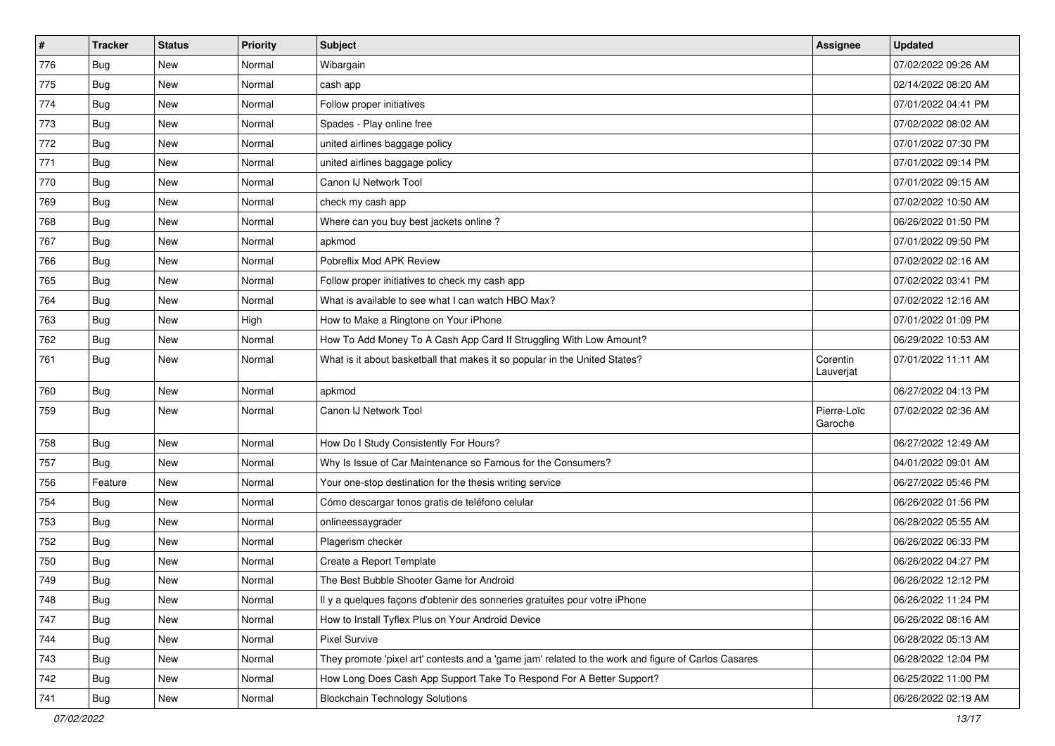| # | Tracker | Status | Priority | Subject | Assignee | Updated |
|---|---|---|---|---|---|---|
| 776 | Bug | New | Normal | Wibargain | | 07/02/2022 09:26 AM |
| 775 | Bug | New | Normal | cash app | | 02/14/2022 08:20 AM |
| 774 | Bug | New | Normal | Follow proper initiatives | | 07/01/2022 04:41 PM |
| 773 | Bug | New | Normal | Spades - Play online free | | 07/02/2022 08:02 AM |
| 772 | Bug | New | Normal | united airlines baggage policy | | 07/01/2022 07:30 PM |
| 771 | Bug | New | Normal | united airlines baggage policy | | 07/01/2022 09:14 PM |
| 770 | Bug | New | Normal | Canon IJ Network Tool | | 07/01/2022 09:15 AM |
| 769 | Bug | New | Normal | check my cash app | | 07/02/2022 10:50 AM |
| 768 | Bug | New | Normal | Where can you buy best jackets online ? | | 06/26/2022 01:50 PM |
| 767 | Bug | New | Normal | apkmod | | 07/01/2022 09:50 PM |
| 766 | Bug | New | Normal | Pobreflix Mod APK Review | | 07/02/2022 02:16 AM |
| 765 | Bug | New | Normal | Follow proper initiatives to check my cash app | | 07/02/2022 03:41 PM |
| 764 | Bug | New | Normal | What is available to see what I can watch HBO Max? | | 07/02/2022 12:16 AM |
| 763 | Bug | New | High | How to Make a Ringtone on Your iPhone | | 07/01/2022 01:09 PM |
| 762 | Bug | New | Normal | How To Add Money To A Cash App Card If Struggling With Low Amount? | | 06/29/2022 10:53 AM |
| 761 | Bug | New | Normal | What is it about basketball that makes it so popular in the United States? | Corentin Lauverjat | 07/01/2022 11:11 AM |
| 760 | Bug | New | Normal | apkmod | | 06/27/2022 04:13 PM |
| 759 | Bug | New | Normal | Canon IJ Network Tool | Pierre-Loïc Garoche | 07/02/2022 02:36 AM |
| 758 | Bug | New | Normal | How Do I Study Consistently For Hours? | | 06/27/2022 12:49 AM |
| 757 | Bug | New | Normal | Why Is Issue of Car Maintenance so Famous for the Consumers? | | 04/01/2022 09:01 AM |
| 756 | Feature | New | Normal | Your one-stop destination for the thesis writing service | | 06/27/2022 05:46 PM |
| 754 | Bug | New | Normal | Cómo descargar tonos gratis de teléfono celular | | 06/26/2022 01:56 PM |
| 753 | Bug | New | Normal | onlineessaygrader | | 06/28/2022 05:55 AM |
| 752 | Bug | New | Normal | Plagerism checker | | 06/26/2022 06:33 PM |
| 750 | Bug | New | Normal | Create a Report Template | | 06/26/2022 04:27 PM |
| 749 | Bug | New | Normal | The Best Bubble Shooter Game for Android | | 06/26/2022 12:12 PM |
| 748 | Bug | New | Normal | Il y a quelques façons d'obtenir des sonneries gratuites pour votre iPhone | | 06/26/2022 11:24 PM |
| 747 | Bug | New | Normal | How to Install Tyflex Plus on Your Android Device | | 06/26/2022 08:16 AM |
| 744 | Bug | New | Normal | Pixel Survive | | 06/28/2022 05:13 AM |
| 743 | Bug | New | Normal | They promote 'pixel art' contests and a 'game jam' related to the work and figure of Carlos Casares | | 06/28/2022 12:04 PM |
| 742 | Bug | New | Normal | How Long Does Cash App Support Take To Respond For A Better Support? | | 06/25/2022 11:00 PM |
| 741 | Bug | New | Normal | Blockchain Technology Solutions | | 06/26/2022 02:19 AM |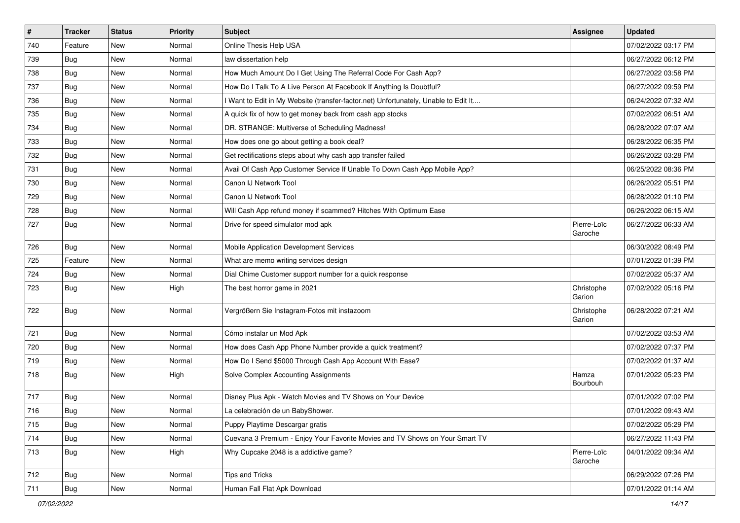| # | Tracker | Status | Priority | Subject | Assignee | Updated |
| --- | --- | --- | --- | --- | --- | --- |
| 740 | Feature | New | Normal | Online Thesis Help USA | | 07/02/2022 03:17 PM |
| 739 | Bug | New | Normal | law dissertation help | | 06/27/2022 06:12 PM |
| 738 | Bug | New | Normal | How Much Amount Do I Get Using The Referral Code For Cash App? | | 06/27/2022 03:58 PM |
| 737 | Bug | New | Normal | How Do I Talk To A Live Person At Facebook If Anything Is Doubtful? | | 06/27/2022 09:59 PM |
| 736 | Bug | New | Normal | I Want to Edit in My Website (transfer-factor.net) Unfortunately, Unable to Edit It.... | | 06/24/2022 07:32 AM |
| 735 | Bug | New | Normal | A quick fix of how to get money back from cash app stocks | | 07/02/2022 06:51 AM |
| 734 | Bug | New | Normal | DR. STRANGE: Multiverse of Scheduling Madness! | | 06/28/2022 07:07 AM |
| 733 | Bug | New | Normal | How does one go about getting a book deal? | | 06/28/2022 06:35 PM |
| 732 | Bug | New | Normal | Get rectifications steps about why cash app transfer failed | | 06/26/2022 03:28 PM |
| 731 | Bug | New | Normal | Avail Of Cash App Customer Service If Unable To Down Cash App Mobile App? | | 06/25/2022 08:36 PM |
| 730 | Bug | New | Normal | Canon IJ Network Tool | | 06/26/2022 05:51 PM |
| 729 | Bug | New | Normal | Canon IJ Network Tool | | 06/28/2022 01:10 PM |
| 728 | Bug | New | Normal | Will Cash App refund money if scammed? Hitches With Optimum Ease | | 06/26/2022 06:15 AM |
| 727 | Bug | New | Normal | Drive for speed simulator mod apk | Pierre-Loïc Garoche | 06/27/2022 06:33 AM |
| 726 | Bug | New | Normal | Mobile Application Development Services | | 06/30/2022 08:49 PM |
| 725 | Feature | New | Normal | What are memo writing services design | | 07/01/2022 01:39 PM |
| 724 | Bug | New | Normal | Dial Chime Customer support number for a quick response | | 07/02/2022 05:37 AM |
| 723 | Bug | New | High | The best horror game in 2021 | Christophe Garion | 07/02/2022 05:16 PM |
| 722 | Bug | New | Normal | Vergrößern Sie Instagram-Fotos mit instazoom | Christophe Garion | 06/28/2022 07:21 AM |
| 721 | Bug | New | Normal | Cómo instalar un Mod Apk | | 07/02/2022 03:53 AM |
| 720 | Bug | New | Normal | How does Cash App Phone Number provide a quick treatment? | | 07/02/2022 07:37 PM |
| 719 | Bug | New | Normal | How Do I Send $5000 Through Cash App Account With Ease? | | 07/02/2022 01:37 AM |
| 718 | Bug | New | High | Solve Complex Accounting Assignments | Hamza Bourbouh | 07/01/2022 05:23 PM |
| 717 | Bug | New | Normal | Disney Plus Apk - Watch Movies and TV Shows on Your Device | | 07/01/2022 07:02 PM |
| 716 | Bug | New | Normal | La celebración de un BabyShower. | | 07/01/2022 09:43 AM |
| 715 | Bug | New | Normal | Puppy Playtime Descargar gratis | | 07/02/2022 05:29 PM |
| 714 | Bug | New | Normal | Cuevana 3 Premium - Enjoy Your Favorite Movies and TV Shows on Your Smart TV | | 06/27/2022 11:43 PM |
| 713 | Bug | New | High | Why Cupcake 2048 is a addictive game? | Pierre-Loïc Garoche | 04/01/2022 09:34 AM |
| 712 | Bug | New | Normal | Tips and Tricks | | 06/29/2022 07:26 PM |
| 711 | Bug | New | Normal | Human Fall Flat Apk Download | | 07/01/2022 01:14 AM |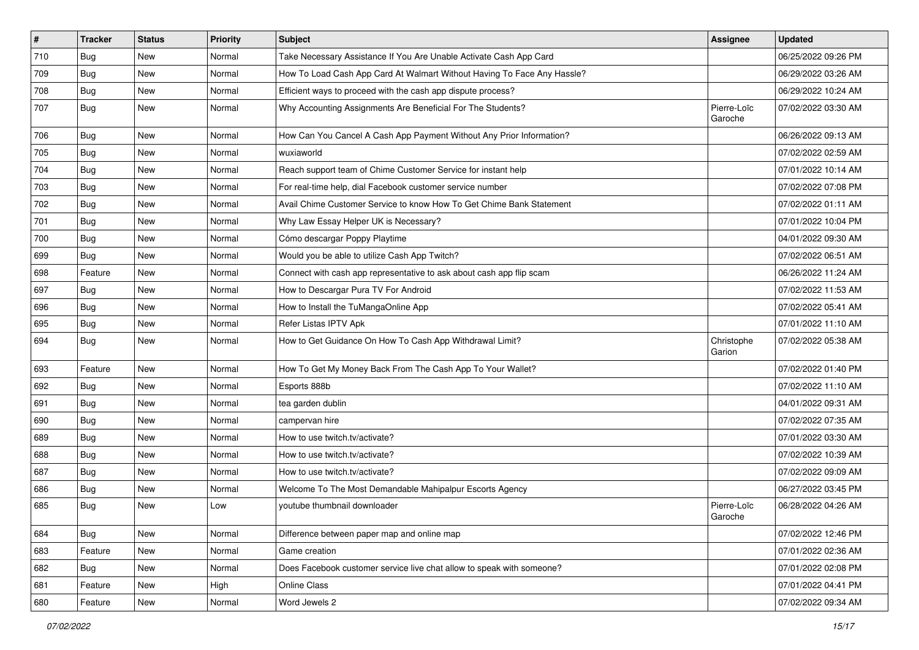| # | Tracker | Status | Priority | Subject | Assignee | Updated |
|---|---|---|---|---|---|---|
| 710 | Bug | New | Normal | Take Necessary Assistance If You Are Unable Activate Cash App Card | | 06/25/2022 09:26 PM |
| 709 | Bug | New | Normal | How To Load Cash App Card At Walmart Without Having To Face Any Hassle? | | 06/29/2022 03:26 AM |
| 708 | Bug | New | Normal | Efficient ways to proceed with the cash app dispute process? | | 06/29/2022 10:24 AM |
| 707 | Bug | New | Normal | Why Accounting Assignments Are Beneficial For The Students? | Pierre-Loïc Garoche | 07/02/2022 03:30 AM |
| 706 | Bug | New | Normal | How Can You Cancel A Cash App Payment Without Any Prior Information? | | 06/26/2022 09:13 AM |
| 705 | Bug | New | Normal | wuxiaworld | | 07/02/2022 02:59 AM |
| 704 | Bug | New | Normal | Reach support team of Chime Customer Service for instant help | | 07/01/2022 10:14 AM |
| 703 | Bug | New | Normal | For real-time help, dial Facebook customer service number | | 07/02/2022 07:08 PM |
| 702 | Bug | New | Normal | Avail Chime Customer Service to know How To Get Chime Bank Statement | | 07/02/2022 01:11 AM |
| 701 | Bug | New | Normal | Why Law Essay Helper UK is Necessary? | | 07/01/2022 10:04 PM |
| 700 | Bug | New | Normal | Cómo descargar Poppy Playtime | | 04/01/2022 09:30 AM |
| 699 | Bug | New | Normal | Would you be able to utilize Cash App Twitch? | | 07/02/2022 06:51 AM |
| 698 | Feature | New | Normal | Connect with cash app representative to ask about cash app flip scam | | 06/26/2022 11:24 AM |
| 697 | Bug | New | Normal | How to Descargar Pura TV For Android | | 07/02/2022 11:53 AM |
| 696 | Bug | New | Normal | How to Install the TuMangaOnline App | | 07/02/2022 05:41 AM |
| 695 | Bug | New | Normal | Refer Listas IPTV Apk | | 07/01/2022 11:10 AM |
| 694 | Bug | New | Normal | How to Get Guidance On How To Cash App Withdrawal Limit? | Christophe Garion | 07/02/2022 05:38 AM |
| 693 | Feature | New | Normal | How To Get My Money Back From The Cash App To Your Wallet? | | 07/02/2022 01:40 PM |
| 692 | Bug | New | Normal | Esports 888b | | 07/02/2022 11:10 AM |
| 691 | Bug | New | Normal | tea garden dublin | | 04/01/2022 09:31 AM |
| 690 | Bug | New | Normal | campervan hire | | 07/02/2022 07:35 AM |
| 689 | Bug | New | Normal | How to use twitch.tv/activate? | | 07/01/2022 03:30 AM |
| 688 | Bug | New | Normal | How to use twitch.tv/activate? | | 07/02/2022 10:39 AM |
| 687 | Bug | New | Normal | How to use twitch.tv/activate? | | 07/02/2022 09:09 AM |
| 686 | Bug | New | Normal | Welcome To The Most Demandable Mahipalpur Escorts Agency | | 06/27/2022 03:45 PM |
| 685 | Bug | New | Low | youtube thumbnail downloader | Pierre-Loïc Garoche | 06/28/2022 04:26 AM |
| 684 | Bug | New | Normal | Difference between paper map and online map | | 07/02/2022 12:46 PM |
| 683 | Feature | New | Normal | Game creation | | 07/01/2022 02:36 AM |
| 682 | Bug | New | Normal | Does Facebook customer service live chat allow to speak with someone? | | 07/01/2022 02:08 PM |
| 681 | Feature | New | High | Online Class | | 07/01/2022 04:41 PM |
| 680 | Feature | New | Normal | Word Jewels 2 | | 07/02/2022 09:34 AM |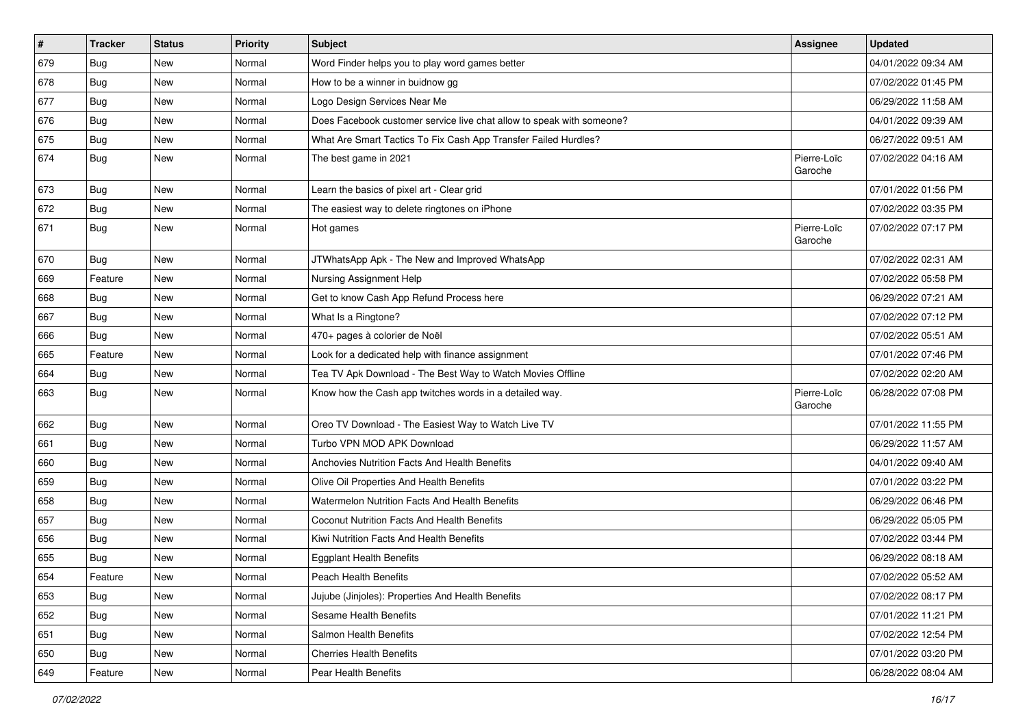| # | Tracker | Status | Priority | Subject | Assignee | Updated |
|---|---|---|---|---|---|---|
| 679 | Bug | New | Normal | Word Finder helps you to play word games better | | 04/01/2022 09:34 AM |
| 678 | Bug | New | Normal | How to be a winner in buidnow gg | | 07/02/2022 01:45 PM |
| 677 | Bug | New | Normal | Logo Design Services Near Me | | 06/29/2022 11:58 AM |
| 676 | Bug | New | Normal | Does Facebook customer service live chat allow to speak with someone? | | 04/01/2022 09:39 AM |
| 675 | Bug | New | Normal | What Are Smart Tactics To Fix Cash App Transfer Failed Hurdles? | | 06/27/2022 09:51 AM |
| 674 | Bug | New | Normal | The best game in 2021 | Pierre-Loïc Garoche | 07/02/2022 04:16 AM |
| 673 | Bug | New | Normal | Learn the basics of pixel art - Clear grid | | 07/01/2022 01:56 PM |
| 672 | Bug | New | Normal | The easiest way to delete ringtones on iPhone | | 07/02/2022 03:35 PM |
| 671 | Bug | New | Normal | Hot games | Pierre-Loïc Garoche | 07/02/2022 07:17 PM |
| 670 | Bug | New | Normal | JTWhatsApp Apk - The New and Improved WhatsApp | | 07/02/2022 02:31 AM |
| 669 | Feature | New | Normal | Nursing Assignment Help | | 07/02/2022 05:58 PM |
| 668 | Bug | New | Normal | Get to know Cash App Refund Process here | | 06/29/2022 07:21 AM |
| 667 | Bug | New | Normal | What Is a Ringtone? | | 07/02/2022 07:12 PM |
| 666 | Bug | New | Normal | 470+ pages à colorier de Noël | | 07/02/2022 05:51 AM |
| 665 | Feature | New | Normal | Look for a dedicated help with finance assignment | | 07/01/2022 07:46 PM |
| 664 | Bug | New | Normal | Tea TV Apk Download - The Best Way to Watch Movies Offline | | 07/02/2022 02:20 AM |
| 663 | Bug | New | Normal | Know how the Cash app twitches words in a detailed way. | Pierre-Loïc Garoche | 06/28/2022 07:08 PM |
| 662 | Bug | New | Normal | Oreo TV Download - The Easiest Way to Watch Live TV | | 07/01/2022 11:55 PM |
| 661 | Bug | New | Normal | Turbo VPN MOD APK Download | | 06/29/2022 11:57 AM |
| 660 | Bug | New | Normal | Anchovies Nutrition Facts And Health Benefits | | 04/01/2022 09:40 AM |
| 659 | Bug | New | Normal | Olive Oil Properties And Health Benefits | | 07/01/2022 03:22 PM |
| 658 | Bug | New | Normal | Watermelon Nutrition Facts And Health Benefits | | 06/29/2022 06:46 PM |
| 657 | Bug | New | Normal | Coconut Nutrition Facts And Health Benefits | | 06/29/2022 05:05 PM |
| 656 | Bug | New | Normal | Kiwi Nutrition Facts And Health Benefits | | 07/02/2022 03:44 PM |
| 655 | Bug | New | Normal | Eggplant Health Benefits | | 06/29/2022 08:18 AM |
| 654 | Feature | New | Normal | Peach Health Benefits | | 07/02/2022 05:52 AM |
| 653 | Bug | New | Normal | Jujube (Jinjoles): Properties And Health Benefits | | 07/02/2022 08:17 PM |
| 652 | Bug | New | Normal | Sesame Health Benefits | | 07/01/2022 11:21 PM |
| 651 | Bug | New | Normal | Salmon Health Benefits | | 07/02/2022 12:54 PM |
| 650 | Bug | New | Normal | Cherries Health Benefits | | 07/01/2022 03:20 PM |
| 649 | Feature | New | Normal | Pear Health Benefits | | 06/28/2022 08:04 AM |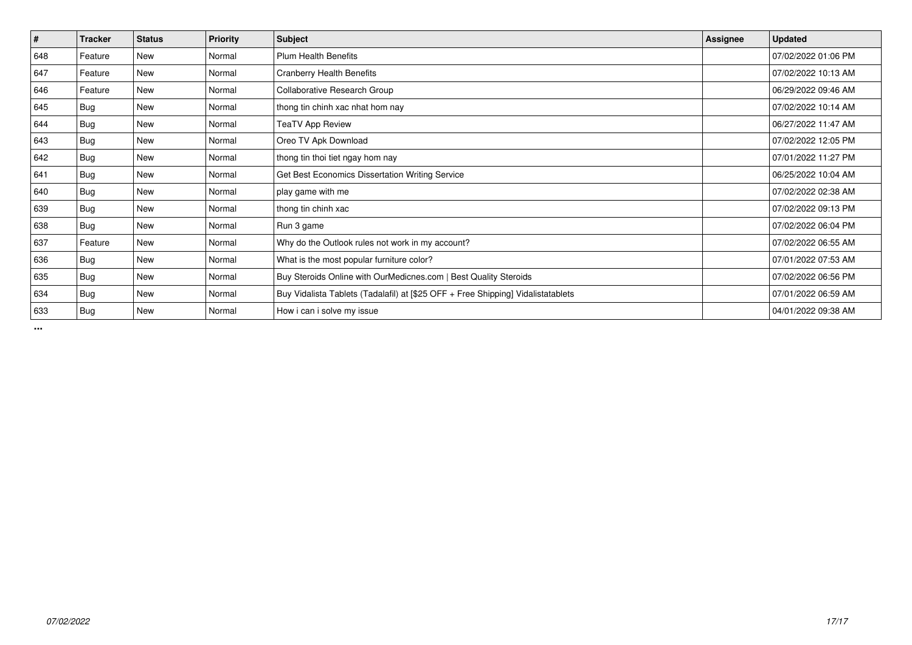| # | Tracker | Status | Priority | Subject | Assignee | Updated |
|---|---|---|---|---|---|---|
| 648 | Feature | New | Normal | Plum Health Benefits | | 07/02/2022 01:06 PM |
| 647 | Feature | New | Normal | Cranberry Health Benefits | | 07/02/2022 10:13 AM |
| 646 | Feature | New | Normal | Collaborative Research Group | | 06/29/2022 09:46 AM |
| 645 | Bug | New | Normal | thong tin chinh xac nhat hom nay | | 07/02/2022 10:14 AM |
| 644 | Bug | New | Normal | TeaTV App Review | | 06/27/2022 11:47 AM |
| 643 | Bug | New | Normal | Oreo TV Apk Download | | 07/02/2022 12:05 PM |
| 642 | Bug | New | Normal | thong tin thoi tiet ngay hom nay | | 07/01/2022 11:27 PM |
| 641 | Bug | New | Normal | Get Best Economics Dissertation Writing Service | | 06/25/2022 10:04 AM |
| 640 | Bug | New | Normal | play game with me | | 07/02/2022 02:38 AM |
| 639 | Bug | New | Normal | thong tin chinh xac | | 07/02/2022 09:13 PM |
| 638 | Bug | New | Normal | Run 3 game | | 07/02/2022 06:04 PM |
| 637 | Feature | New | Normal | Why do the Outlook rules not work in my account? | | 07/02/2022 06:55 AM |
| 636 | Bug | New | Normal | What is the most popular furniture color? | | 07/01/2022 07:53 AM |
| 635 | Bug | New | Normal | Buy Steroids Online with OurMedicnes.com \| Best Quality Steroids | | 07/02/2022 06:56 PM |
| 634 | Bug | New | Normal | Buy Vidalista Tablets (Tadalafil) at [$25 OFF + Free Shipping] Vidalistatablets | | 07/01/2022 06:59 AM |
| 633 | Bug | New | Normal | How i can i solve my issue | | 04/01/2022 09:38 AM |

...